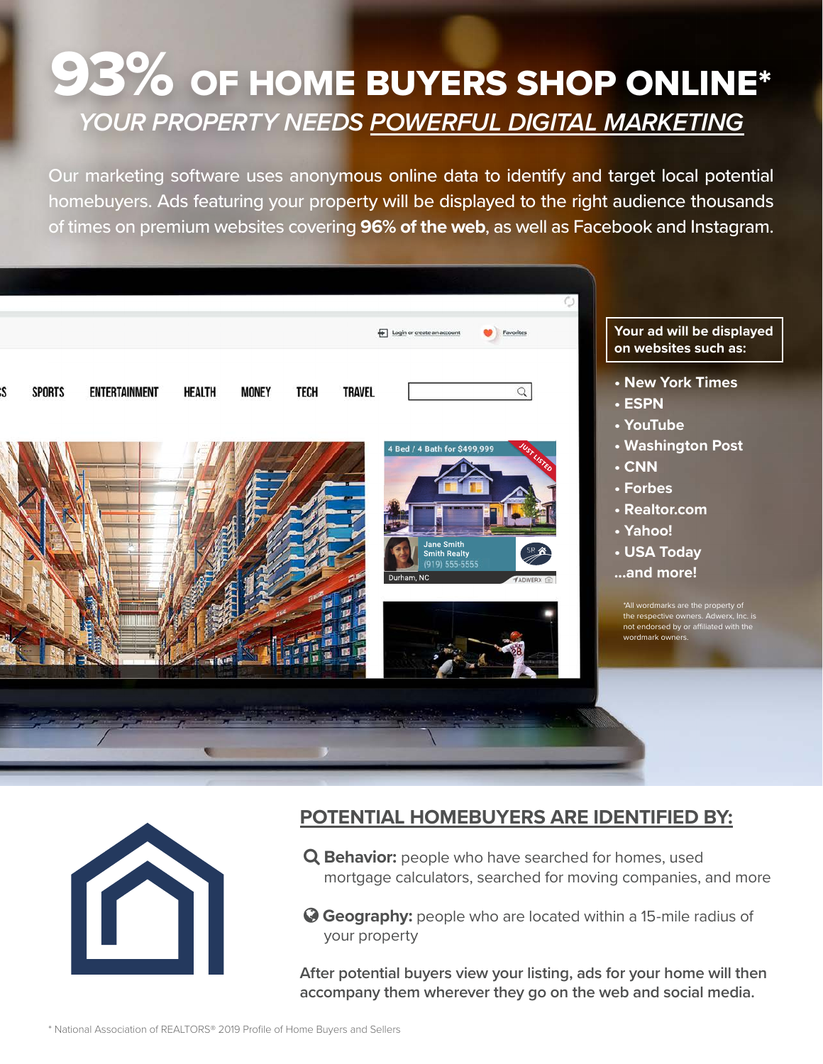# 93% OF HOME BUYERS SHOP ONLINE*

## *YOUR PROPERTY NEEDS POWERFUL DIGITAL MARKETING*

Our marketing software uses anonymous online data to identify and target local potential homebuyers. Ads featuring your property will be displayed to the right audience thousands of times on premium websites covering **96% of the web**, as well as Facebook and Instagram.

**Your ad will be displayed on websites such as:**

- New York Times
- ESPN
- YouTube
- Washington Post
- CNN
- Forbes
- Realtor.com
- Yahoo!
- USA Today

...and more!

*All wordmarks are the property of the respective owners. Adwerx, Inc. is not endorsed by or affiliated with the wordmark owners.

## POTENTIAL HOMEBUYERS ARE IDENTIFIED BY:

**Behavior:** people who have searched for homes, used mortgage calculators, searched for moving companies, and more

**Geography:** people who are located within a 15-mile radius of your property

**After potential buyers view your listing, ads for your home will then accompany them wherever they go on the web and social media.**

* National Association of REALTORS® 2019 Profile of Home Buyers and Sellers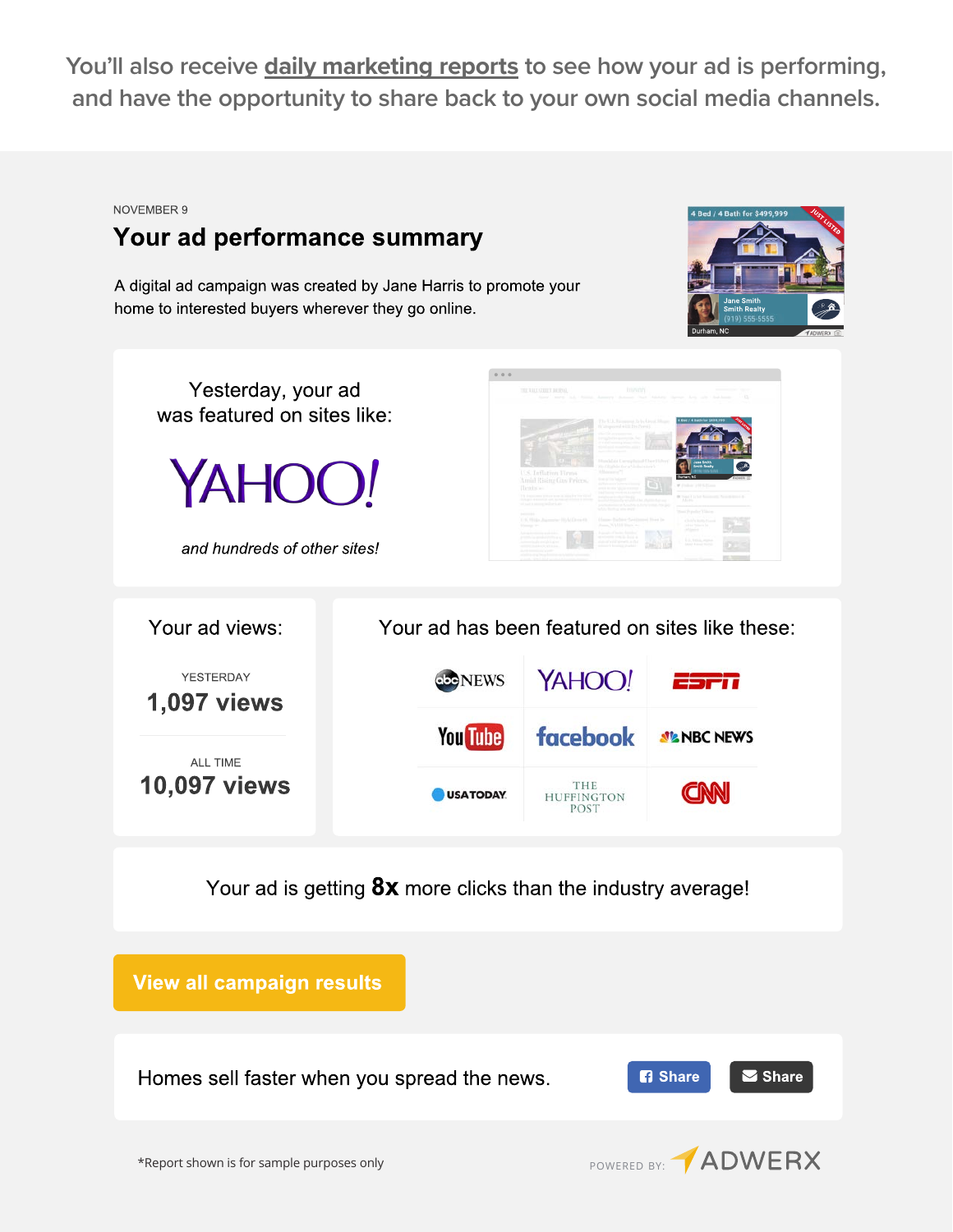You'll also receive **daily marketing reports** to see how your ad is performing, and have the opportunity to share back to your own social media channels.

NOVEMBER 9

## Your ad performance summary

A digital ad campaign was created by Jane Harris to promote your home to interested buyers wherever they go online.

Yesterday, your ad was featured on sites like:

YAHOO!

*and hundreds of other sites!*

Your ad views:

YESTERDAY
**1,097 views**

ALL TIME
**10,097 views**

Your ad has been featured on sites like these:

abc NEWS, YAHOO!, ESPN, YouTube, facebook, NBC NEWS, USA TODAY, THE HUFFINGTON POST, CNN

Your ad is getting **8x** more clicks than the industry average!

**View all campaign results**

Homes sell faster when you spread the news.

Share | Share

*Report shown is for sample purposes only

POWERED BY: ADWERX